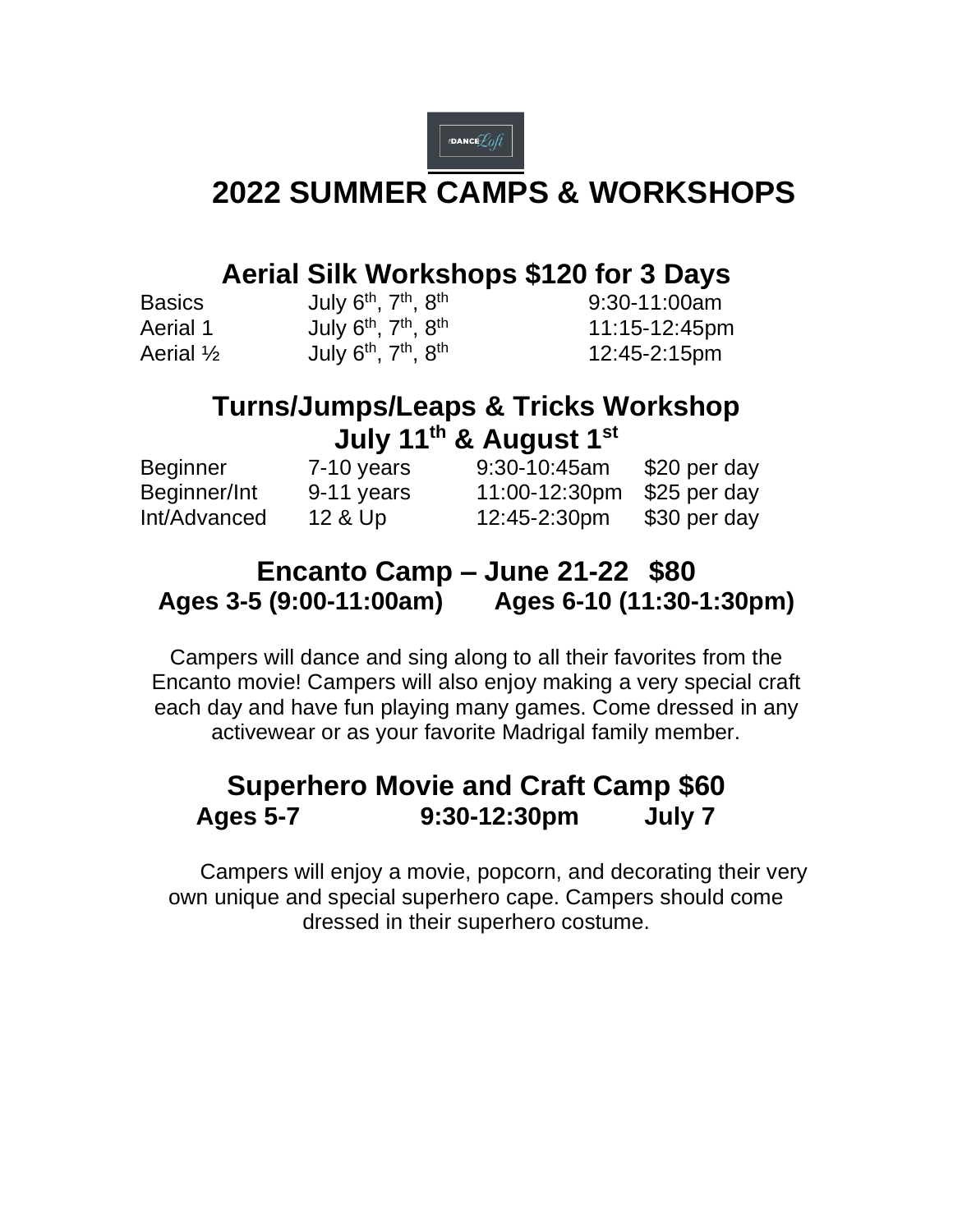# 2022 SUMMER CAMPS & WORKSHOPS

## Aerial Silk Workshops $120 for 3 Days

| | | |
|---|---|---|
| Basics | July 6th, 7th, 8th | 9:30-11:00am |
| Aerial 1 | July 6th, 7th, 8th | 11:15-12:45pm |
| Aerial ½ | July 6th, 7th, 8th | 12:45-2:15pm |

## Turns/Jumps/Leaps & Tricks Workshop
## July 11th & August 1st

| | | | |
|---|---|---|---|
| Beginner | 7-10 years | 9:30-10:45am | $20 per day |
| Beginner/Int | 9-11 years | 11:00-12:30pm | $25 per day |
| Int/Advanced | 12 & Up | 12:45-2:30pm | $30 per day |

## Encanto Camp – June 21-22 $80
**Ages 3-5 (9:00-11:00am) Ages 6-10 (11:30-1:30pm)**

Campers will dance and sing along to all their favorites from the Encanto movie! Campers will also enjoy making a very special craft each day and have fun playing many games. Come dressed in any activewear or as your favorite Madrigal family member.

## Superhero Movie and Craft Camp $60
**Ages 5-7 9:30-12:30pm July 7**

Campers will enjoy a movie, popcorn, and decorating their very own unique and special superhero cape. Campers should come dressed in their superhero costume.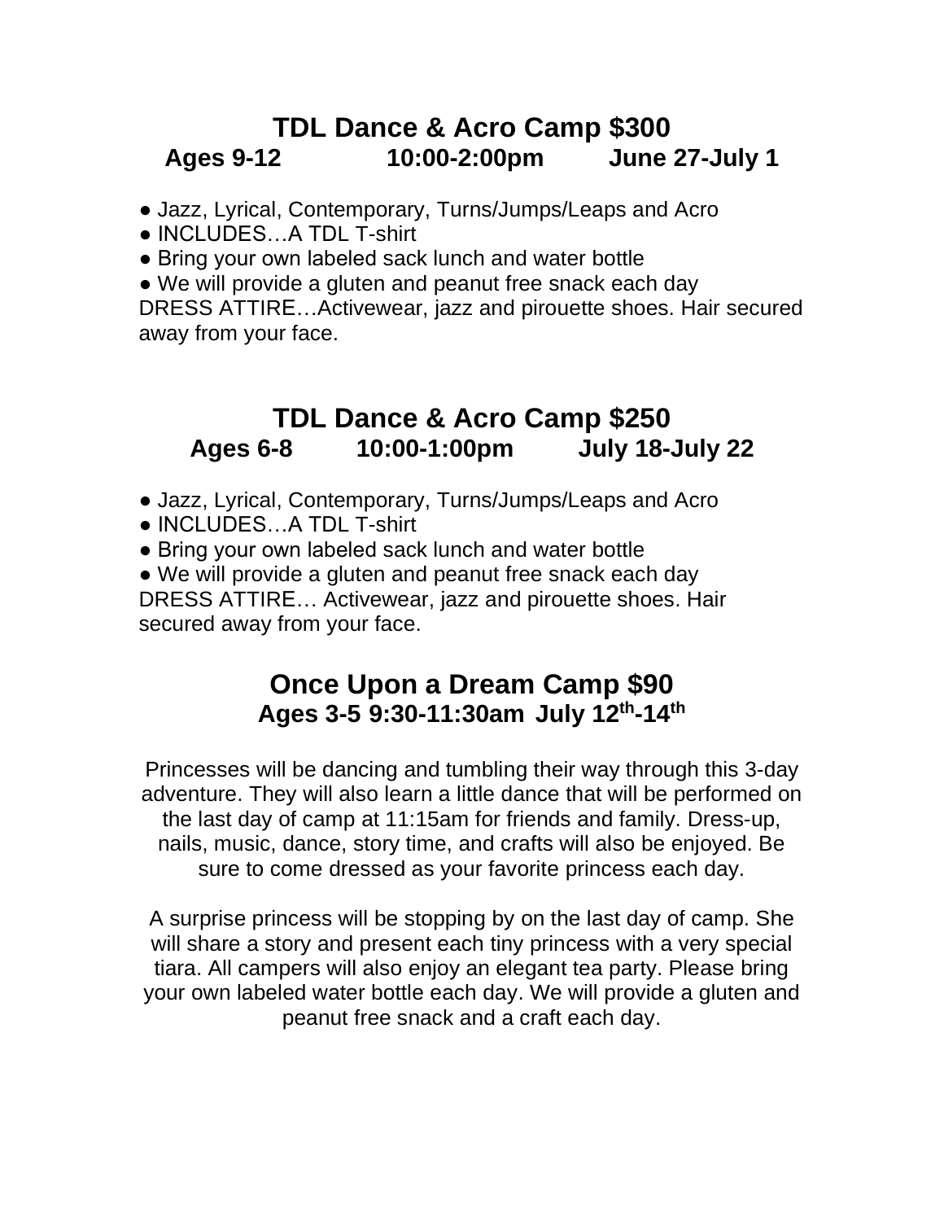## TDL Dance & Acro Camp $300

**Ages 9-12 10:00-2:00pm June 27-July 1**

- Jazz, Lyrical, Contemporary, Turns/Jumps/Leaps and Acro
- INCLUDES…A TDL T-shirt
- Bring your own labeled sack lunch and water bottle
- We will provide a gluten and peanut free snack each day

DRESS ATTIRE…Activewear, jazz and pirouette shoes. Hair secured away from your face.

## TDL Dance & Acro Camp $250

**Ages 6-8 10:00-1:00pm July 18-July 22**

- Jazz, Lyrical, Contemporary, Turns/Jumps/Leaps and Acro
- INCLUDES…A TDL T-shirt
- Bring your own labeled sack lunch and water bottle
- We will provide a gluten and peanut free snack each day

DRESS ATTIRE… Activewear, jazz and pirouette shoes. Hair secured away from your face.

## Once Upon a Dream Camp $90

**Ages 3-5 9:30-11:30am July 12th-14th**

Princesses will be dancing and tumbling their way through this 3-day adventure. They will also learn a little dance that will be performed on the last day of camp at 11:15am for friends and family. Dress-up, nails, music, dance, story time, and crafts will also be enjoyed. Be sure to come dressed as your favorite princess each day.

A surprise princess will be stopping by on the last day of camp. She will share a story and present each tiny princess with a very special tiara. All campers will also enjoy an elegant tea party. Please bring your own labeled water bottle each day. We will provide a gluten and peanut free snack and a craft each day.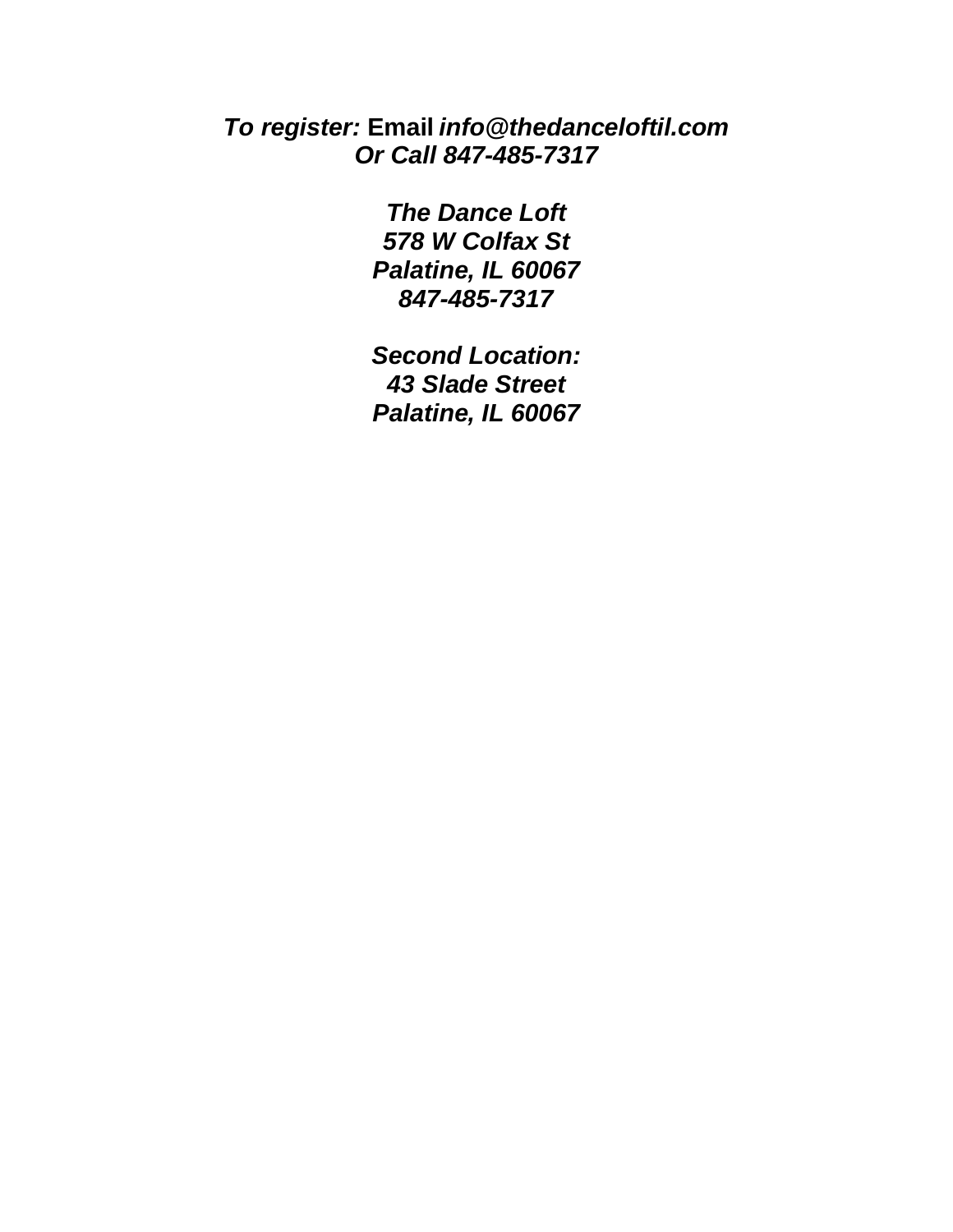***To register:*** **Email** ***info@thedanceloftil.com***
***Or Call 847-485-7317***

***The Dance Loft***
***578 W Colfax St***
***Palatine, IL 60067***
***847-485-7317***

***Second Location:***
***43 Slade Street***
***Palatine, IL 60067***